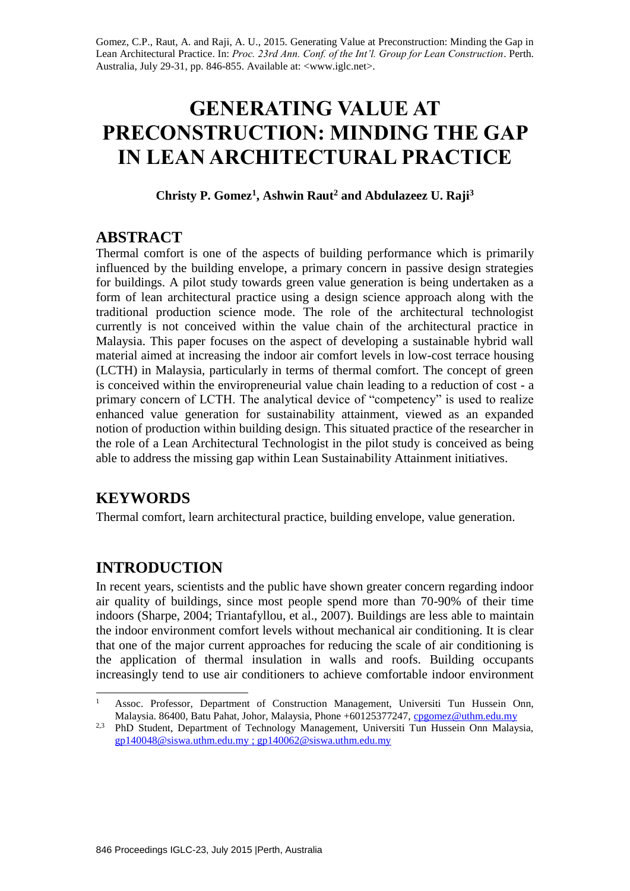Gomez, C.P., Raut, A. and Raji, A. U., 2015. Generating Value at Preconstruction: Minding the Gap in Lean Architectural Practice. In: *Proc. 23rd Ann. Conf. of the Int'l. Group for Lean Construction*. Perth. Australia, July 29-31, pp. 846-855. Available at: <www.iglc.net>.

# GENERATING VALUE AT PRECONSTRUCTION: MINDING THE GAP IN LEAN ARCHITECTURAL PRACTICE

**Christy P. Gomez[1], Ashwin Raut[2] and Abdulazeez U. Raji[3]**

## ABSTRACT

Thermal comfort is one of the aspects of building performance which is primarily influenced by the building envelope, a primary concern in passive design strategies for buildings. A pilot study towards green value generation is being undertaken as a form of lean architectural practice using a design science approach along with the traditional production science mode. The role of the architectural technologist currently is not conceived within the value chain of the architectural practice in Malaysia. This paper focuses on the aspect of developing a sustainable hybrid wall material aimed at increasing the indoor air comfort levels in low-cost terrace housing (LCTH) in Malaysia, particularly in terms of thermal comfort. The concept of green is conceived within the enviropreneurial value chain leading to a reduction of cost - a primary concern of LCTH. The analytical device of "competency" is used to realize enhanced value generation for sustainability attainment, viewed as an expanded notion of production within building design. This situated practice of the researcher in the role of a Lean Architectural Technologist in the pilot study is conceived as being able to address the missing gap within Lean Sustainability Attainment initiatives.

## KEYWORDS

Thermal comfort, learn architectural practice, building envelope, value generation.

## INTRODUCTION

In recent years, scientists and the public have shown greater concern regarding indoor air quality of buildings, since most people spend more than 70-90% of their time indoors (Sharpe, 2004; Triantafyllou, et al., 2007). Buildings are less able to maintain the indoor environment comfort levels without mechanical air conditioning. It is clear that one of the major current approaches for reducing the scale of air conditioning is the application of thermal insulation in walls and roofs. Building occupants increasingly tend to use air conditioners to achieve comfortable indoor environment

---

[1] Assoc. Professor, Department of Construction Management, Universiti Tun Hussein Onn, Malaysia. 86400, Batu Pahat, Johor, Malaysia, Phone +60125377247, cpgomez@uthm.edu.my

[2,3] PhD Student, Department of Technology Management, Universiti Tun Hussein Onn Malaysia, gp140048@siswa.uthm.edu.my ; gp140062@siswa.uthm.edu.my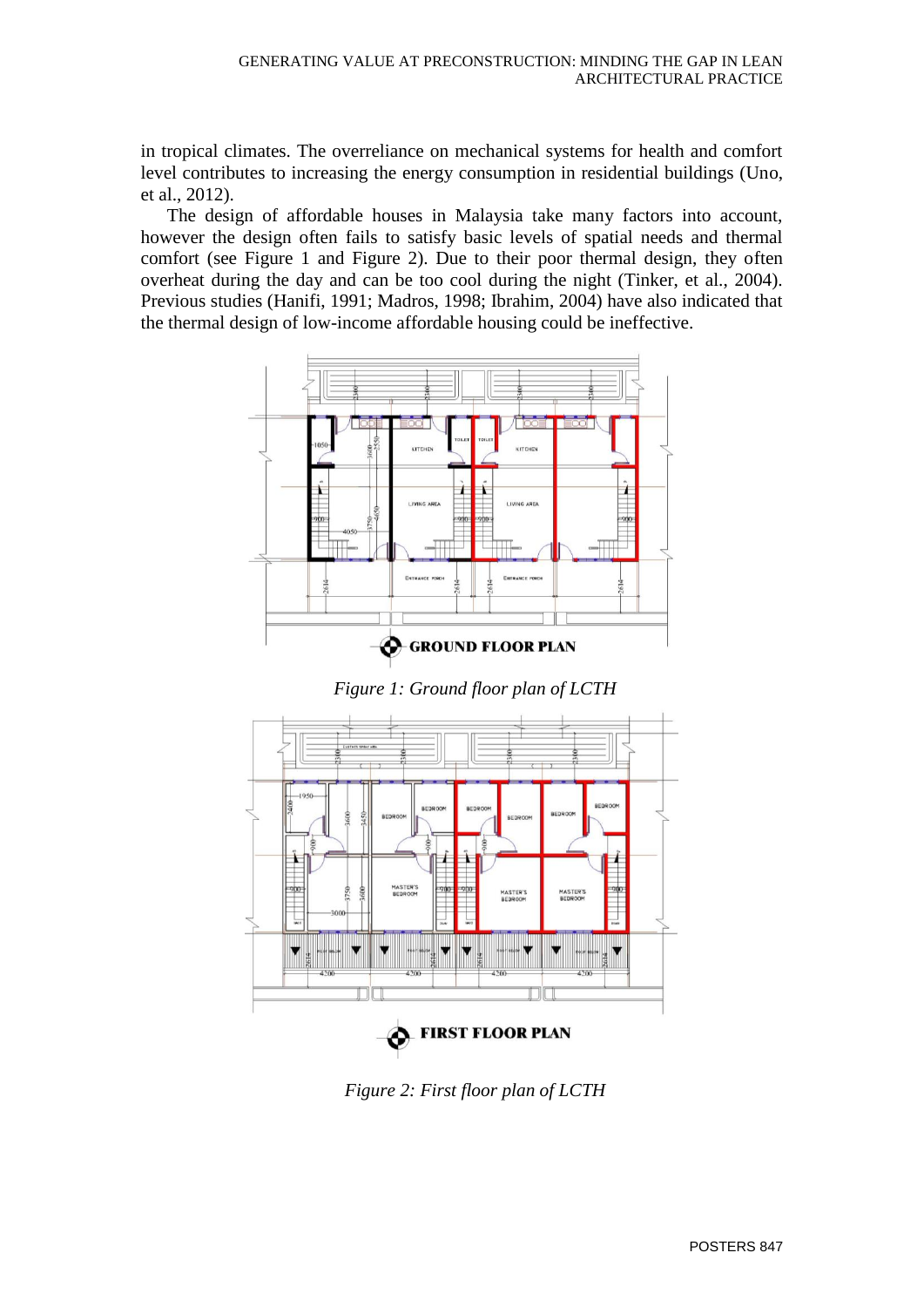in tropical climates. The overreliance on mechanical systems for health and comfort level contributes to increasing the energy consumption in residential buildings (Uno, et al., 2012).

The design of affordable houses in Malaysia take many factors into account, however the design often fails to satisfy basic levels of spatial needs and thermal comfort (see Figure 1 and Figure 2). Due to their poor thermal design, they often overheat during the day and can be too cool during the night (Tinker, et al., 2004). Previous studies (Hanifi, 1991; Madros, 1998; Ibrahim, 2004) have also indicated that the thermal design of low-income affordable housing could be ineffective.

*Figure 1: Ground floor plan of LCTH*

*Figure 2: First floor plan of LCTH*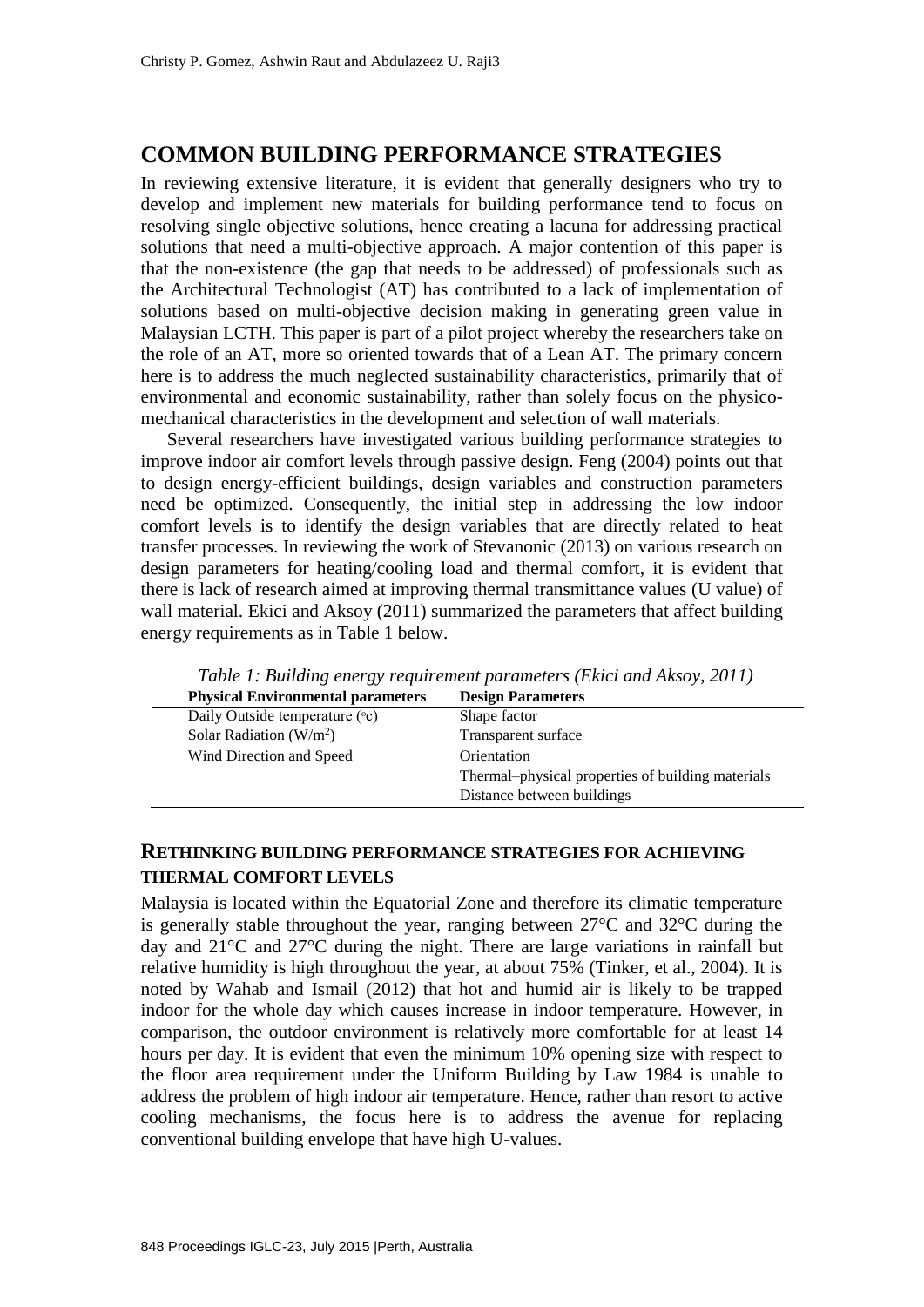## COMMON BUILDING PERFORMANCE STRATEGIES

In reviewing extensive literature, it is evident that generally designers who try to develop and implement new materials for building performance tend to focus on resolving single objective solutions, hence creating a lacuna for addressing practical solutions that need a multi-objective approach. A major contention of this paper is that the non-existence (the gap that needs to be addressed) of professionals such as the Architectural Technologist (AT) has contributed to a lack of implementation of solutions based on multi-objective decision making in generating green value in Malaysian LCTH. This paper is part of a pilot project whereby the researchers take on the role of an AT, more so oriented towards that of a Lean AT. The primary concern here is to address the much neglected sustainability characteristics, primarily that of environmental and economic sustainability, rather than solely focus on the physico-mechanical characteristics in the development and selection of wall materials.

Several researchers have investigated various building performance strategies to improve indoor air comfort levels through passive design. Feng (2004) points out that to design energy-efficient buildings, design variables and construction parameters need be optimized. Consequently, the initial step in addressing the low indoor comfort levels is to identify the design variables that are directly related to heat transfer processes. In reviewing the work of Stevanonic (2013) on various research on design parameters for heating/cooling load and thermal comfort, it is evident that there is lack of research aimed at improving thermal transmittance values (U value) of wall material. Ekici and Aksoy (2011) summarized the parameters that affect building energy requirements as in Table 1 below.

*Table 1: Building energy requirement parameters (Ekici and Aksoy, 2011)*

| Physical Environmental parameters | Design Parameters |
|---|---|
| Daily Outside temperature (°c) | Shape factor |
| Solar Radiation (W/m$^2$) | Transparent surface |
| Wind Direction and Speed | Orientation |
| | Thermal–physical properties of building materials |
| | Distance between buildings |

### RETHINKING BUILDING PERFORMANCE STRATEGIES FOR ACHIEVING THERMAL COMFORT LEVELS

Malaysia is located within the Equatorial Zone and therefore its climatic temperature is generally stable throughout the year, ranging between 27°C and 32°C during the day and 21°C and 27°C during the night. There are large variations in rainfall but relative humidity is high throughout the year, at about 75% (Tinker, et al., 2004). It is noted by Wahab and Ismail (2012) that hot and humid air is likely to be trapped indoor for the whole day which causes increase in indoor temperature. However, in comparison, the outdoor environment is relatively more comfortable for at least 14 hours per day. It is evident that even the minimum 10% opening size with respect to the floor area requirement under the Uniform Building by Law 1984 is unable to address the problem of high indoor air temperature. Hence, rather than resort to active cooling mechanisms, the focus here is to address the avenue for replacing conventional building envelope that have high U-values.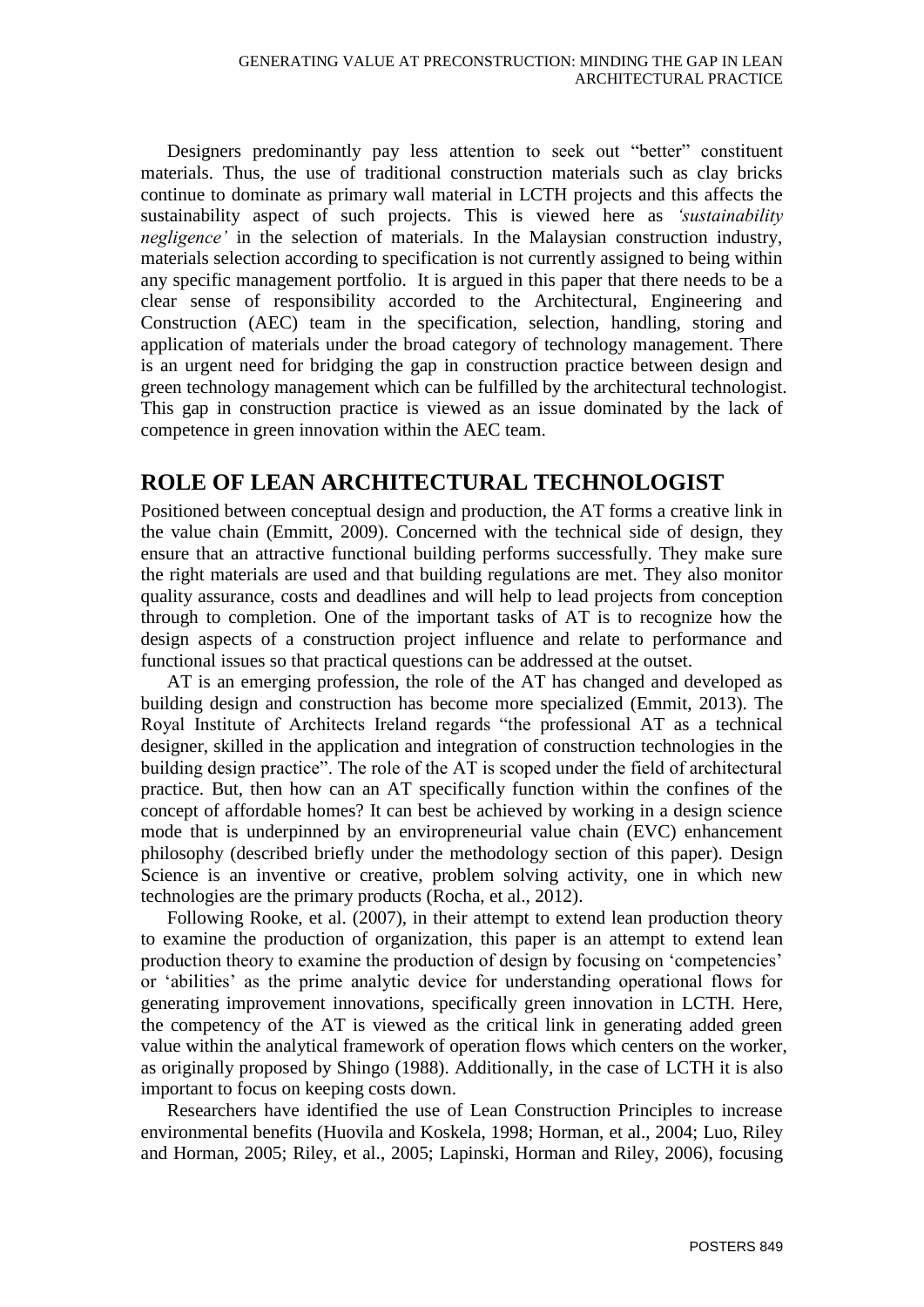Designers predominantly pay less attention to seek out "better" constituent materials. Thus, the use of traditional construction materials such as clay bricks continue to dominate as primary wall material in LCTH projects and this affects the sustainability aspect of such projects. This is viewed here as *'sustainability negligence'* in the selection of materials. In the Malaysian construction industry, materials selection according to specification is not currently assigned to being within any specific management portfolio. It is argued in this paper that there needs to be a clear sense of responsibility accorded to the Architectural, Engineering and Construction (AEC) team in the specification, selection, handling, storing and application of materials under the broad category of technology management. There is an urgent need for bridging the gap in construction practice between design and green technology management which can be fulfilled by the architectural technologist. This gap in construction practice is viewed as an issue dominated by the lack of competence in green innovation within the AEC team.

## ROLE OF LEAN ARCHITECTURAL TECHNOLOGIST

Positioned between conceptual design and production, the AT forms a creative link in the value chain (Emmitt, 2009). Concerned with the technical side of design, they ensure that an attractive functional building performs successfully. They make sure the right materials are used and that building regulations are met. They also monitor quality assurance, costs and deadlines and will help to lead projects from conception through to completion. One of the important tasks of AT is to recognize how the design aspects of a construction project influence and relate to performance and functional issues so that practical questions can be addressed at the outset.

AT is an emerging profession, the role of the AT has changed and developed as building design and construction has become more specialized (Emmit, 2013). The Royal Institute of Architects Ireland regards "the professional AT as a technical designer, skilled in the application and integration of construction technologies in the building design practice". The role of the AT is scoped under the field of architectural practice. But, then how can an AT specifically function within the confines of the concept of affordable homes? It can best be achieved by working in a design science mode that is underpinned by an enviropreneurial value chain (EVC) enhancement philosophy (described briefly under the methodology section of this paper). Design Science is an inventive or creative, problem solving activity, one in which new technologies are the primary products (Rocha, et al., 2012).

Following Rooke, et al. (2007), in their attempt to extend lean production theory to examine the production of organization, this paper is an attempt to extend lean production theory to examine the production of design by focusing on 'competencies' or 'abilities' as the prime analytic device for understanding operational flows for generating improvement innovations, specifically green innovation in LCTH. Here, the competency of the AT is viewed as the critical link in generating added green value within the analytical framework of operation flows which centers on the worker, as originally proposed by Shingo (1988). Additionally, in the case of LCTH it is also important to focus on keeping costs down.

Researchers have identified the use of Lean Construction Principles to increase environmental benefits (Huovila and Koskela, 1998; Horman, et al., 2004; Luo, Riley and Horman, 2005; Riley, et al., 2005; Lapinski, Horman and Riley, 2006), focusing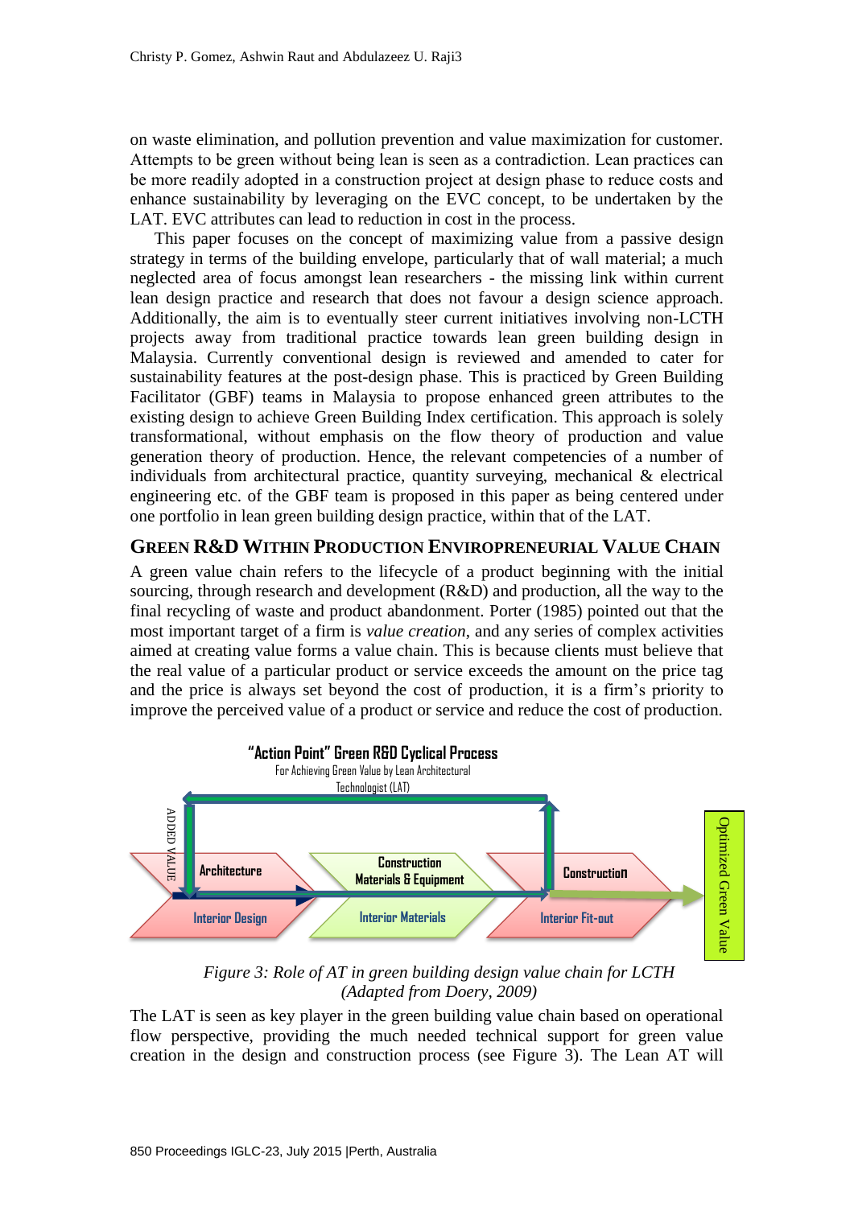on waste elimination, and pollution prevention and value maximization for customer. Attempts to be green without being lean is seen as a contradiction. Lean practices can be more readily adopted in a construction project at design phase to reduce costs and enhance sustainability by leveraging on the EVC concept, to be undertaken by the LAT. EVC attributes can lead to reduction in cost in the process.

This paper focuses on the concept of maximizing value from a passive design strategy in terms of the building envelope, particularly that of wall material; a much neglected area of focus amongst lean researchers - the missing link within current lean design practice and research that does not favour a design science approach. Additionally, the aim is to eventually steer current initiatives involving non-LCTH projects away from traditional practice towards lean green building design in Malaysia. Currently conventional design is reviewed and amended to cater for sustainability features at the post-design phase. This is practiced by Green Building Facilitator (GBF) teams in Malaysia to propose enhanced green attributes to the existing design to achieve Green Building Index certification. This approach is solely transformational, without emphasis on the flow theory of production and value generation theory of production. Hence, the relevant competencies of a number of individuals from architectural practice, quantity surveying, mechanical & electrical engineering etc. of the GBF team is proposed in this paper as being centered under one portfolio in lean green building design practice, within that of the LAT.

## Green R&D Within Production Enviropreneurial Value Chain

A green value chain refers to the lifecycle of a product beginning with the initial sourcing, through research and development (R&D) and production, all the way to the final recycling of waste and product abandonment. Porter (1985) pointed out that the most important target of a firm is *value creation*, and any series of complex activities aimed at creating value forms a value chain. This is because clients must believe that the real value of a particular product or service exceeds the amount on the price tag and the price is always set beyond the cost of production, it is a firm's priority to improve the perceived value of a product or service and reduce the cost of production.

"Action Point" Green R&D Cyclical Process
For Achieving Green Value by Lean Architectural Technologist (LAT)

ADDED VALUE | Architecture | Construction Materials & Equipment | Construction | Interior Design | Interior Materials | Interior Fit-out | Optimized Green Value

*Figure 3: Role of AT in green building design value chain for LCTH (Adapted from Doery, 2009)*

The LAT is seen as key player in the green building value chain based on operational flow perspective, providing the much needed technical support for green value creation in the design and construction process (see Figure 3). The Lean AT will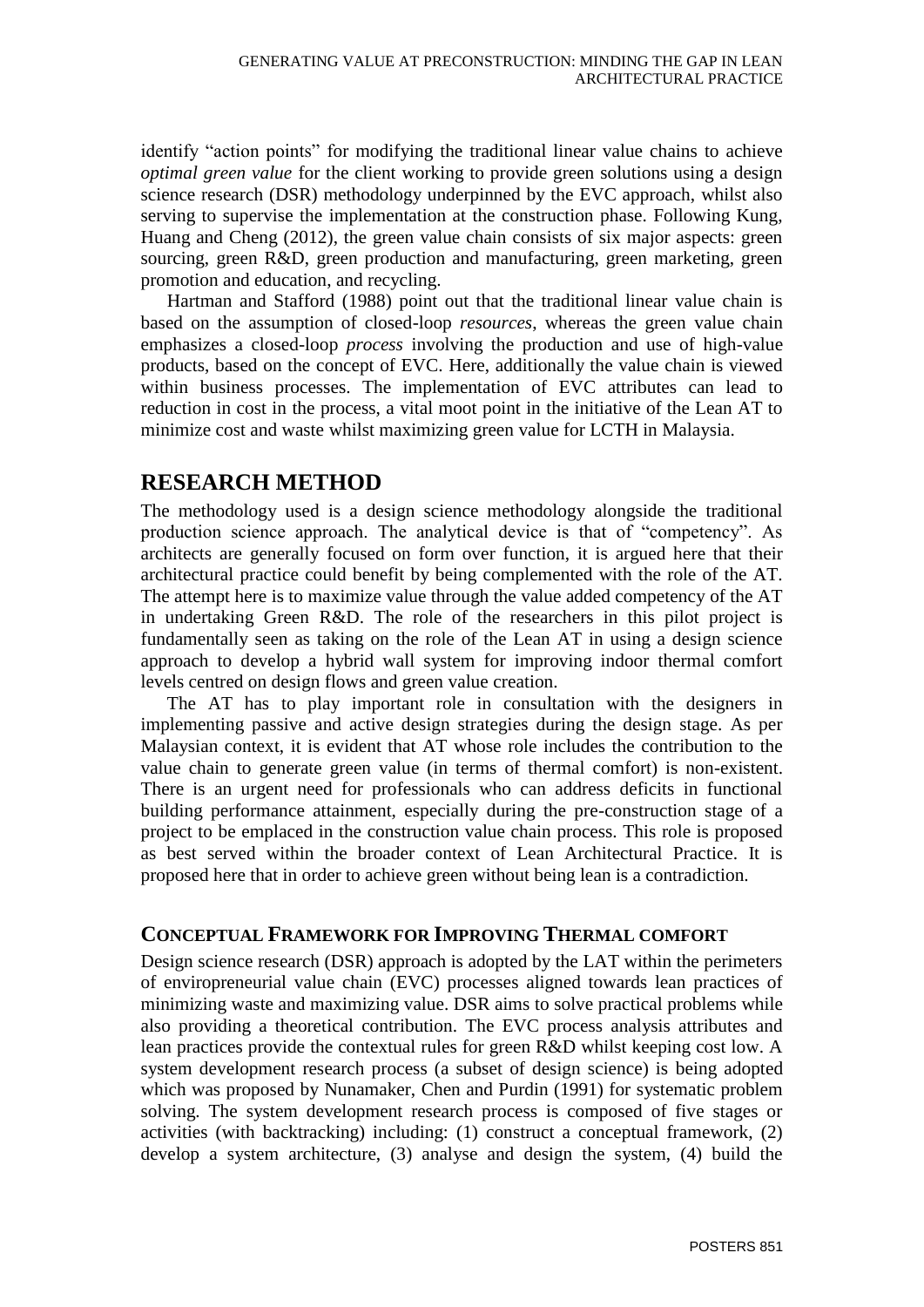identify "action points" for modifying the traditional linear value chains to achieve *optimal green value* for the client working to provide green solutions using a design science research (DSR) methodology underpinned by the EVC approach, whilst also serving to supervise the implementation at the construction phase. Following Kung, Huang and Cheng (2012), the green value chain consists of six major aspects: green sourcing, green R&D, green production and manufacturing, green marketing, green promotion and education, and recycling.

Hartman and Stafford (1988) point out that the traditional linear value chain is based on the assumption of closed-loop *resources*, whereas the green value chain emphasizes a closed-loop *process* involving the production and use of high-value products, based on the concept of EVC. Here, additionally the value chain is viewed within business processes. The implementation of EVC attributes can lead to reduction in cost in the process, a vital moot point in the initiative of the Lean AT to minimize cost and waste whilst maximizing green value for LCTH in Malaysia.

## RESEARCH METHOD

The methodology used is a design science methodology alongside the traditional production science approach. The analytical device is that of "competency". As architects are generally focused on form over function, it is argued here that their architectural practice could benefit by being complemented with the role of the AT. The attempt here is to maximize value through the value added competency of the AT in undertaking Green R&D. The role of the researchers in this pilot project is fundamentally seen as taking on the role of the Lean AT in using a design science approach to develop a hybrid wall system for improving indoor thermal comfort levels centred on design flows and green value creation.

The AT has to play important role in consultation with the designers in implementing passive and active design strategies during the design stage. As per Malaysian context, it is evident that AT whose role includes the contribution to the value chain to generate green value (in terms of thermal comfort) is non-existent. There is an urgent need for professionals who can address deficits in functional building performance attainment, especially during the pre-construction stage of a project to be emplaced in the construction value chain process. This role is proposed as best served within the broader context of Lean Architectural Practice. It is proposed here that in order to achieve green without being lean is a contradiction.

### CONCEPTUAL FRAMEWORK FOR IMPROVING THERMAL COMFORT

Design science research (DSR) approach is adopted by the LAT within the perimeters of enviropreneurial value chain (EVC) processes aligned towards lean practices of minimizing waste and maximizing value. DSR aims to solve practical problems while also providing a theoretical contribution. The EVC process analysis attributes and lean practices provide the contextual rules for green R&D whilst keeping cost low. A system development research process (a subset of design science) is being adopted which was proposed by Nunamaker, Chen and Purdin (1991) for systematic problem solving. The system development research process is composed of five stages or activities (with backtracking) including: (1) construct a conceptual framework, (2) develop a system architecture, (3) analyse and design the system, (4) build the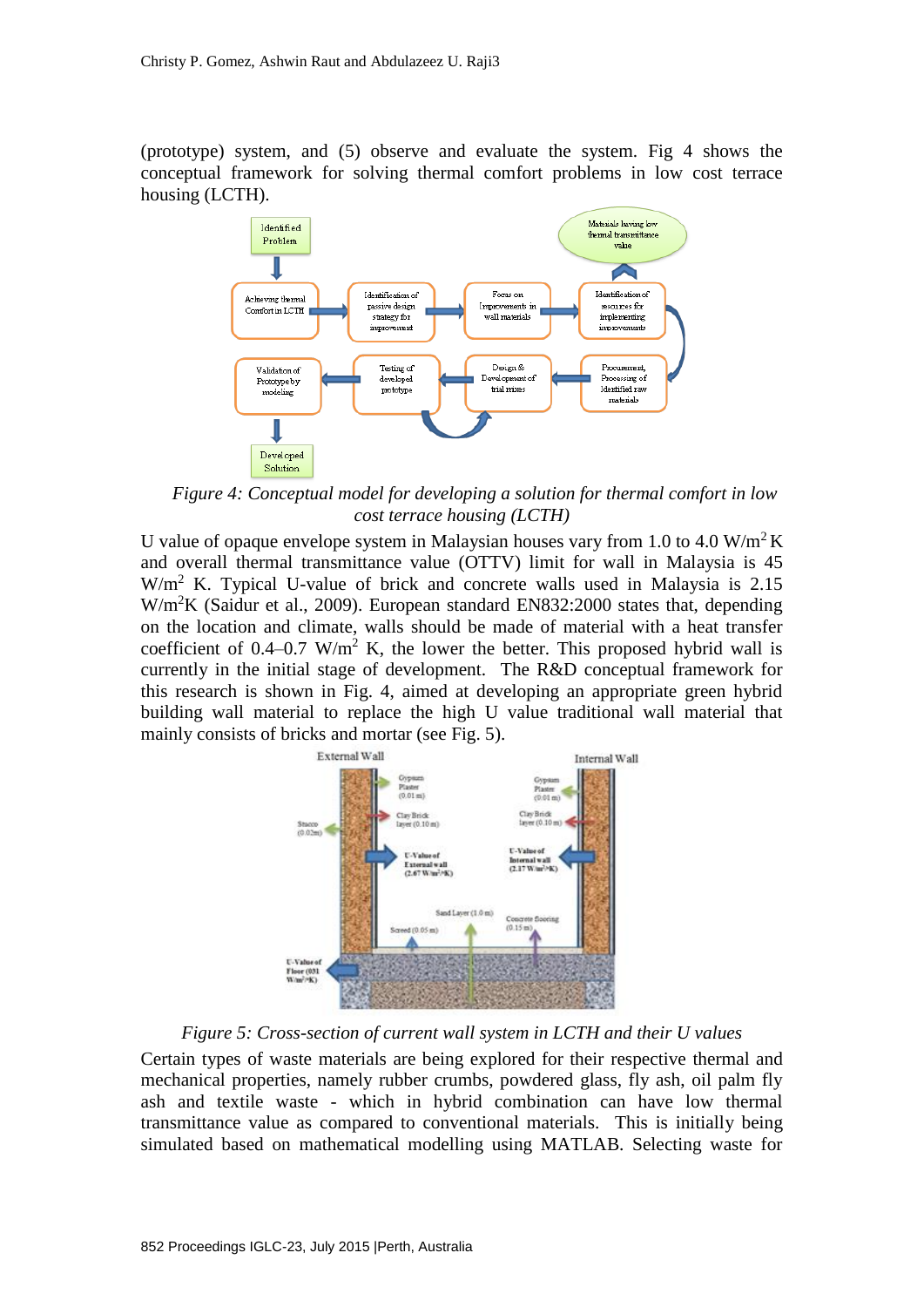(prototype) system, and (5) observe and evaluate the system. Fig 4 shows the conceptual framework for solving thermal comfort problems in low cost terrace housing (LCTH).

*Figure 4: Conceptual model for developing a solution for thermal comfort in low cost terrace housing (LCTH)*

U value of opaque envelope system in Malaysian houses vary from 1.0 to 4.0 W/m$^2$ K and overall thermal transmittance value (OTTV) limit for wall in Malaysia is 45 W/m$^2$ K. Typical U-value of brick and concrete walls used in Malaysia is 2.15 W/m$^2$K (Saidur et al., 2009). European standard EN832:2000 states that, depending on the location and climate, walls should be made of material with a heat transfer coefficient of 0.4–0.7 W/m$^2$ K, the lower the better. This proposed hybrid wall is currently in the initial stage of development. The R&D conceptual framework for this research is shown in Fig. 4, aimed at developing an appropriate green hybrid building wall material to replace the high U value traditional wall material that mainly consists of bricks and mortar (see Fig. 5).

*Figure 5: Cross-section of current wall system in LCTH and their U values*

Certain types of waste materials are being explored for their respective thermal and mechanical properties, namely rubber crumbs, powdered glass, fly ash, oil palm fly ash and textile waste - which in hybrid combination can have low thermal transmittance value as compared to conventional materials. This is initially being simulated based on mathematical modelling using MATLAB. Selecting waste for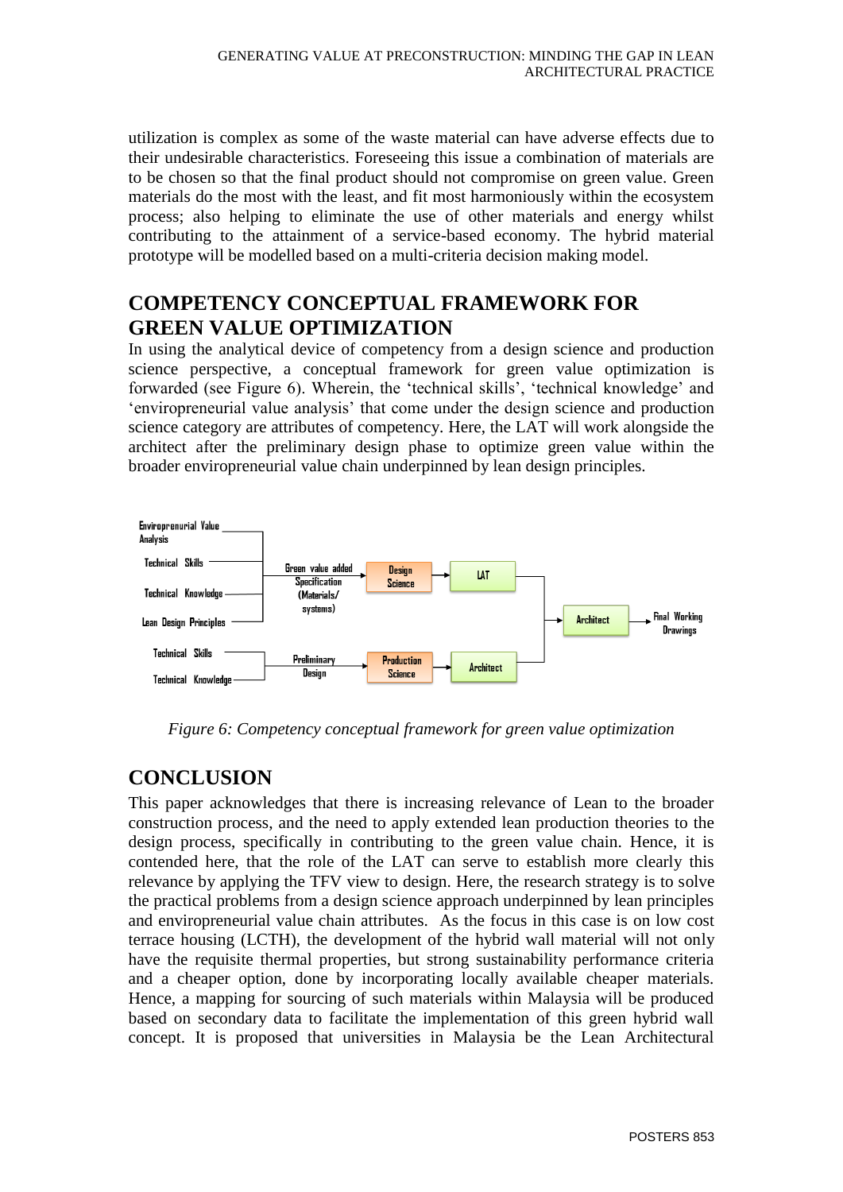utilization is complex as some of the waste material can have adverse effects due to their undesirable characteristics. Foreseeing this issue a combination of materials are to be chosen so that the final product should not compromise on green value. Green materials do the most with the least, and fit most harmoniously within the ecosystem process; also helping to eliminate the use of other materials and energy whilst contributing to the attainment of a service-based economy. The hybrid material prototype will be modelled based on a multi-criteria decision making model.

## COMPETENCY CONCEPTUAL FRAMEWORK FOR GREEN VALUE OPTIMIZATION

In using the analytical device of competency from a design science and production science perspective, a conceptual framework for green value optimization is forwarded (see Figure 6). Wherein, the 'technical skills', 'technical knowledge' and 'enviropreneurial value analysis' that come under the design science and production science category are attributes of competency. Here, the LAT will work alongside the architect after the preliminary design phase to optimize green value within the broader enviropreneurial value chain underpinned by lean design principles.

*Figure 6: Competency conceptual framework for green value optimization*

## CONCLUSION

This paper acknowledges that there is increasing relevance of Lean to the broader construction process, and the need to apply extended lean production theories to the design process, specifically in contributing to the green value chain. Hence, it is contended here, that the role of the LAT can serve to establish more clearly this relevance by applying the TFV view to design. Here, the research strategy is to solve the practical problems from a design science approach underpinned by lean principles and enviropreneurial value chain attributes. As the focus in this case is on low cost terrace housing (LCTH), the development of the hybrid wall material will not only have the requisite thermal properties, but strong sustainability performance criteria and a cheaper option, done by incorporating locally available cheaper materials. Hence, a mapping for sourcing of such materials within Malaysia will be produced based on secondary data to facilitate the implementation of this green hybrid wall concept. It is proposed that universities in Malaysia be the Lean Architectural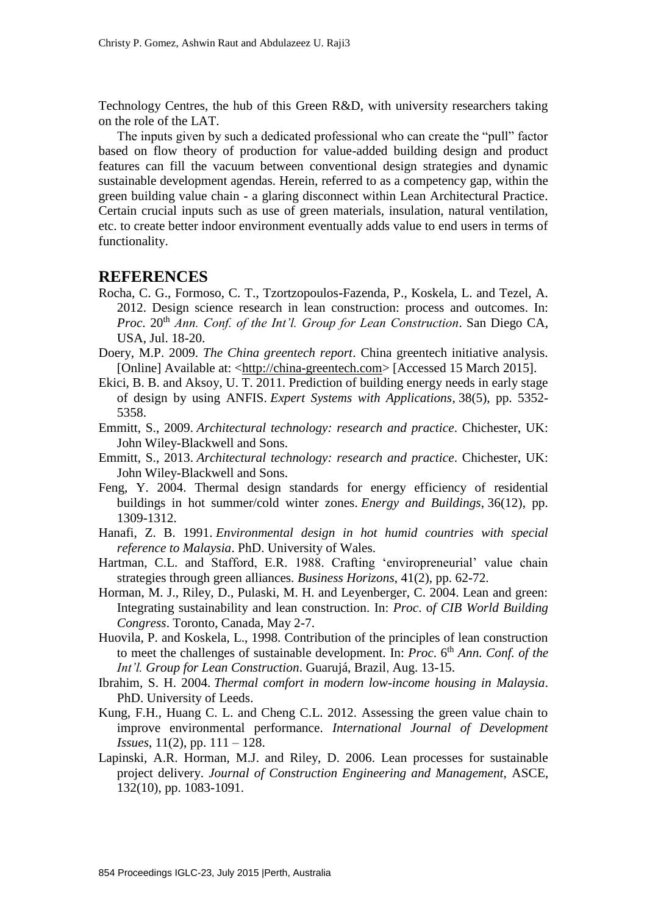Technology Centres, the hub of this Green R&D, with university researchers taking on the role of the LAT.

The inputs given by such a dedicated professional who can create the "pull" factor based on flow theory of production for value-added building design and product features can fill the vacuum between conventional design strategies and dynamic sustainable development agendas. Herein, referred to as a competency gap, within the green building value chain - a glaring disconnect within Lean Architectural Practice. Certain crucial inputs such as use of green materials, insulation, natural ventilation, etc. to create better indoor environment eventually adds value to end users in terms of functionality.

## REFERENCES

Rocha, C. G., Formoso, C. T., Tzortzopoulos-Fazenda, P., Koskela, L. and Tezel, A. 2012. Design science research in lean construction: process and outcomes. In: *Proc.* 20th *Ann. Conf. of the Int'l. Group for Lean Construction*. San Diego CA, USA, Jul. 18-20.

Doery, M.P. 2009. *The China greentech report*. China greentech initiative analysis. [Online] Available at: <http://china-greentech.com> [Accessed 15 March 2015].

Ekici, B. B. and Aksoy, U. T. 2011. Prediction of building energy needs in early stage of design by using ANFIS. *Expert Systems with Applications*, 38(5), pp. 5352-5358.

Emmitt, S., 2009. *Architectural technology: research and practice*. Chichester, UK: John Wiley-Blackwell and Sons.

Emmitt, S., 2013. *Architectural technology: research and practice*. Chichester, UK: John Wiley-Blackwell and Sons.

Feng, Y. 2004. Thermal design standards for energy efficiency of residential buildings in hot summer/cold winter zones. *Energy and Buildings*, 36(12), pp. 1309-1312.

Hanafi, Z. B. 1991. *Environmental design in hot humid countries with special reference to Malaysia*. PhD. University of Wales.

Hartman, C.L. and Stafford, E.R. 1988. Crafting 'enviropreneurial' value chain strategies through green alliances. *Business Horizons*, 41(2), pp. 62-72.

Horman, M. J., Riley, D., Pulaski, M. H. and Leyenberger, C. 2004. Lean and green: Integrating sustainability and lean construction. In: *Proc. of CIB World Building Congress*. Toronto, Canada, May 2-7.

Huovila, P. and Koskela, L., 1998. Contribution of the principles of lean construction to meet the challenges of sustainable development. In: *Proc.* 6th *Ann. Conf. of the Int'l. Group for Lean Construction*. Guarujá, Brazil, Aug. 13-15.

Ibrahim, S. H. 2004. *Thermal comfort in modern low-income housing in Malaysia*. PhD. University of Leeds.

Kung, F.H., Huang C. L. and Cheng C.L. 2012. Assessing the green value chain to improve environmental performance. *International Journal of Development Issues*, 11(2), pp. 111 – 128.

Lapinski, A.R. Horman, M.J. and Riley, D. 2006. Lean processes for sustainable project delivery. *Journal of Construction Engineering and Management*, ASCE, 132(10), pp. 1083-1091.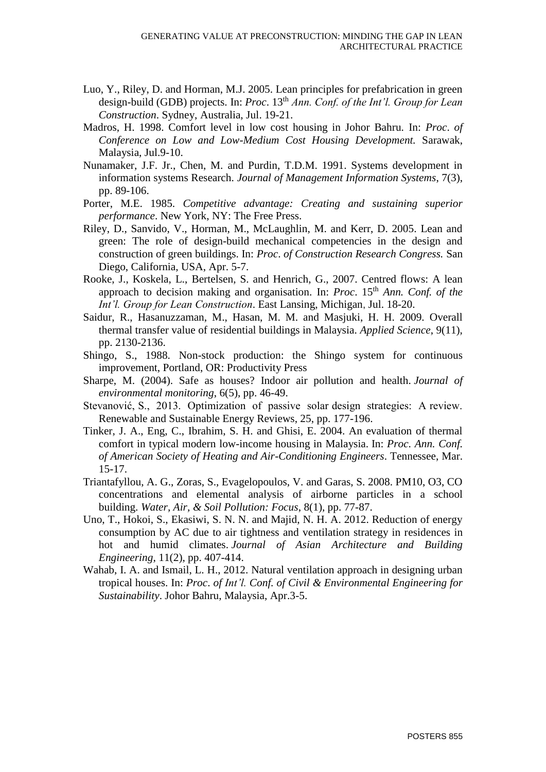Luo, Y., Riley, D. and Horman, M.J. 2005. Lean principles for prefabrication in green design-build (GDB) projects. In: *Proc*. 13th *Ann. Conf. of the Int'l. Group for Lean Construction*. Sydney, Australia, Jul. 19-21.

Madros, H. 1998. Comfort level in low cost housing in Johor Bahru. In: *Proc*. *of Conference on Low and Low-Medium Cost Housing Development.* Sarawak, Malaysia, Jul.9-10.

Nunamaker, J.F. Jr., Chen, M. and Purdin, T.D.M. 1991. Systems development in information systems Research. *Journal of Management Information Systems*, 7(3), pp. 89-106.

Porter, M.E. 1985. *Competitive advantage: Creating and sustaining superior performance*. New York, NY: The Free Press.

Riley, D., Sanvido, V., Horman, M., McLaughlin, M. and Kerr, D. 2005. Lean and green: The role of design-build mechanical competencies in the design and construction of green buildings. In: *Proc*. *of Construction Research Congress.* San Diego, California, USA, Apr. 5-7.

Rooke, J., Koskela, L., Bertelsen, S. and Henrich, G., 2007. Centred flows: A lean approach to decision making and organisation. In: *Proc*. 15th *Ann. Conf. of the Int'l. Group for Lean Construction*. East Lansing, Michigan, Jul. 18-20.

Saidur, R., Hasanuzzaman, M., Hasan, M. M. and Masjuki, H. H. 2009. Overall thermal transfer value of residential buildings in Malaysia. *Applied Science*, 9(11), pp. 2130-2136.

Shingo, S., 1988. Non-stock production: the Shingo system for continuous improvement, Portland, OR: Productivity Press

Sharpe, M. (2004). Safe as houses? Indoor air pollution and health. *Journal of environmental monitoring*, 6(5), pp. 46-49.

Stevanović, S., 2013. Optimization of passive solar design strategies: A review. Renewable and Sustainable Energy Reviews, 25, pp. 177-196.

Tinker, J. A., Eng, C., Ibrahim, S. H. and Ghisi, E. 2004. An evaluation of thermal comfort in typical modern low-income housing in Malaysia. In: *Proc. Ann. Conf. of American Society of Heating and Air-Conditioning Engineers*. Tennessee, Mar. 15-17.

Triantafyllou, A. G., Zoras, S., Evagelopoulos, V. and Garas, S. 2008. PM10, O3, CO concentrations and elemental analysis of airborne particles in a school building. *Water, Air, & Soil Pollution: Focus*, 8(1), pp. 77-87.

Uno, T., Hokoi, S., Ekasiwi, S. N. N. and Majid, N. H. A. 2012. Reduction of energy consumption by AC due to air tightness and ventilation strategy in residences in hot and humid climates. *Journal of Asian Architecture and Building Engineering*, 11(2), pp. 407-414.

Wahab, I. A. and Ismail, L. H., 2012. Natural ventilation approach in designing urban tropical houses. In: *Proc*. *of Int'l. Conf. of Civil & Environmental Engineering for Sustainability*. Johor Bahru, Malaysia, Apr.3-5.